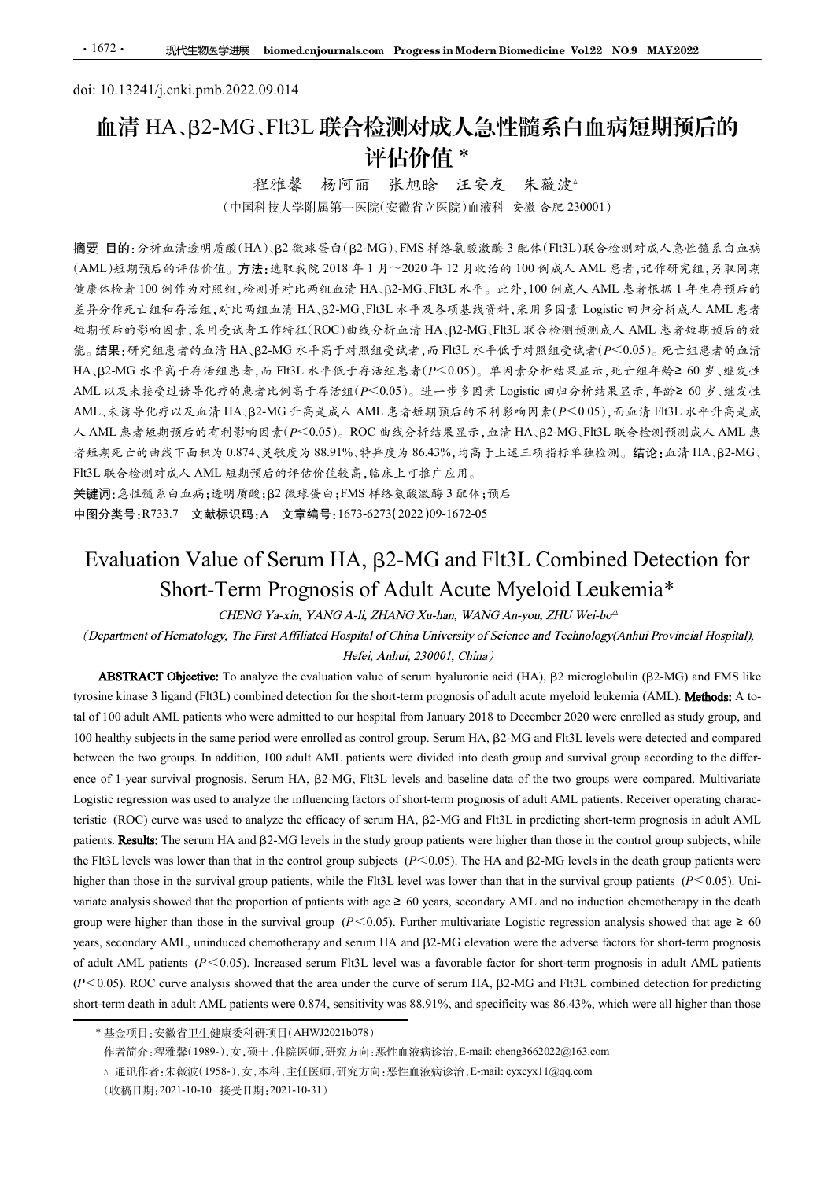doi: 10.13241/j.cnki.pmb.2022.09.014

# 血清 HA、β2-MG、Flt3L 联合检测对成人急性髓系白血病短期预后的评估价值 *

程雅馨　杨阿丽　张旭晗　汪安友　朱薇波△

（中国科技大学附属第一医院（安徽省立医院）血液科 安徽 合肥 230001）

**摘要 目的：**分析血清透明质酸(HA)、β2 微球蛋白(β2-MG)、FMS 样络氨酸激酶 3 配体(Flt3L)联合检测对成人急性髓系白血病(AML)短期预后的评估价值。**方法：**选取我院 2018 年 1 月～2020 年 12 月收治的 100 例成人 AML 患者，记作研究组，另取同期健康体检者 100 例作为对照组，检测并对比两组血清 HA、β2-MG、Flt3L 水平。此外，100 例成人 AML 患者根据 1 年生存预后的差异分作死亡组和存活组，对比两组血清 HA、β2-MG、Flt3L 水平及各项基线资料，采用多因素 Logistic 回归分析成人 AML 患者短期预后的影响因素，采用受试者工作特征(ROC)曲线分析血清 HA、β2-MG、Flt3L 联合检测预测成人 AML 患者短期预后的效能。**结果：**研究组患者的血清 HA、β2-MG 水平高于对照组受试者，而 Flt3L 水平低于对照组受试者($P<0.05$)。死亡组患者的血清 HA、β2-MG 水平高于存活组患者，而 Flt3L 水平低于存活组患者($P<0.05$)。单因素分析结果显示，死亡组年龄≥ 60 岁、继发性 AML 以及未接受过诱导化疗的患者比例高于存活组($P<0.05$)。进一步多因素 Logistic 回归分析结果显示，年龄≥ 60 岁、继发性 AML、未诱导化疗以及血清 HA、β2-MG 升高是成人 AML 患者短期预后的不利影响因素($P<0.05$)，而血清 Flt3L 水平升高是成人 AML 患者短期预后的有利影响因素($P<0.05$)。ROC 曲线分析结果显示，血清 HA、β2-MG、Flt3L 联合检测预测成人 AML 患者短期死亡的曲线下面积为 0.874、灵敏度为 88.91%、特异度为 86.43%，均高于上述三项指标单独检测。**结论：**血清 HA、β2-MG、Flt3L 联合检测对成人 AML 短期预后的评估价值较高，临床上可推广应用。

**关键词：**急性髓系白血病；透明质酸；β2 微球蛋白；FMS 样络氨酸激酶 3 配体；预后

**中图分类号：**R733.7　**文献标识码：**A　**文章编号：**1673-6273(2022)09-1672-05

# Evaluation Value of Serum HA, β2-MG and Flt3L Combined Detection for Short-Term Prognosis of Adult Acute Myeloid Leukemia*

*CHENG Ya-xin, YANG A-li, ZHANG Xu-han, WANG An-you, ZHU Wei-bo△*

*(Department of Hematology, The First Affiliated Hospital of China University of Science and Technology(Anhui Provincial Hospital), Hefei, Anhui, 230001, China)*

**ABSTRACT Objective:** To analyze the evaluation value of serum hyaluronic acid (HA), β2 microglobulin (β2-MG) and FMS like tyrosine kinase 3 ligand (Flt3L) combined detection for the short-term prognosis of adult acute myeloid leukemia (AML). **Methods:** A total of 100 adult AML patients who were admitted to our hospital from January 2018 to December 2020 were enrolled as study group, and 100 healthy subjects in the same period were enrolled as control group. Serum HA, β2-MG and Flt3L levels were detected and compared between the two groups. In addition, 100 adult AML patients were divided into death group and survival group according to the difference of 1-year survival prognosis. Serum HA, β2-MG, Flt3L levels and baseline data of the two groups were compared. Multivariate Logistic regression was used to analyze the influencing factors of short-term prognosis of adult AML patients. Receiver operating characteristic (ROC) curve was used to analyze the efficacy of serum HA, β2-MG and Flt3L in predicting short-term prognosis in adult AML patients. **Results:** The serum HA and β2-MG levels in the study group patients were higher than those in the control group subjects, while the Flt3L levels was lower than that in the control group subjects ($P<0.05$). The HA and β2-MG levels in the death group patients were higher than those in the survival group patients, while the Flt3L level was lower than that in the survival group patients ($P<0.05$). Univariate analysis showed that the proportion of patients with age ≥ 60 years, secondary AML and no induction chemotherapy in the death group were higher than those in the survival group ($P<0.05$). Further multivariate Logistic regression analysis showed that age ≥ 60 years, secondary AML, uninduced chemotherapy and serum HA and β2-MG elevation were the adverse factors for short-term prognosis of adult AML patients ($P<0.05$). Increased serum Flt3L level was a favorable factor for short-term prognosis in adult AML patients ($P<0.05$). ROC curve analysis showed that the area under the curve of serum HA, β2-MG and Flt3L combined detection for predicting short-term death in adult AML patients were 0.874, sensitivity was 88.91%, and specificity was 86.43%, which were all higher than those

\* 基金项目：安徽省卫生健康委科研项目(AHWJ2021b078)

作者简介：程雅馨(1989-)，女，硕士，住院医师，研究方向：恶性血液病诊治，E-mail: cheng3662022@163.com

△ 通讯作者：朱薇波(1958-)，女，本科，主任医师，研究方向：恶性血液病诊治，E-mail: cyxcyx11@qq.com

(收稿日期：2021-10-10　接受日期：2021-10-31)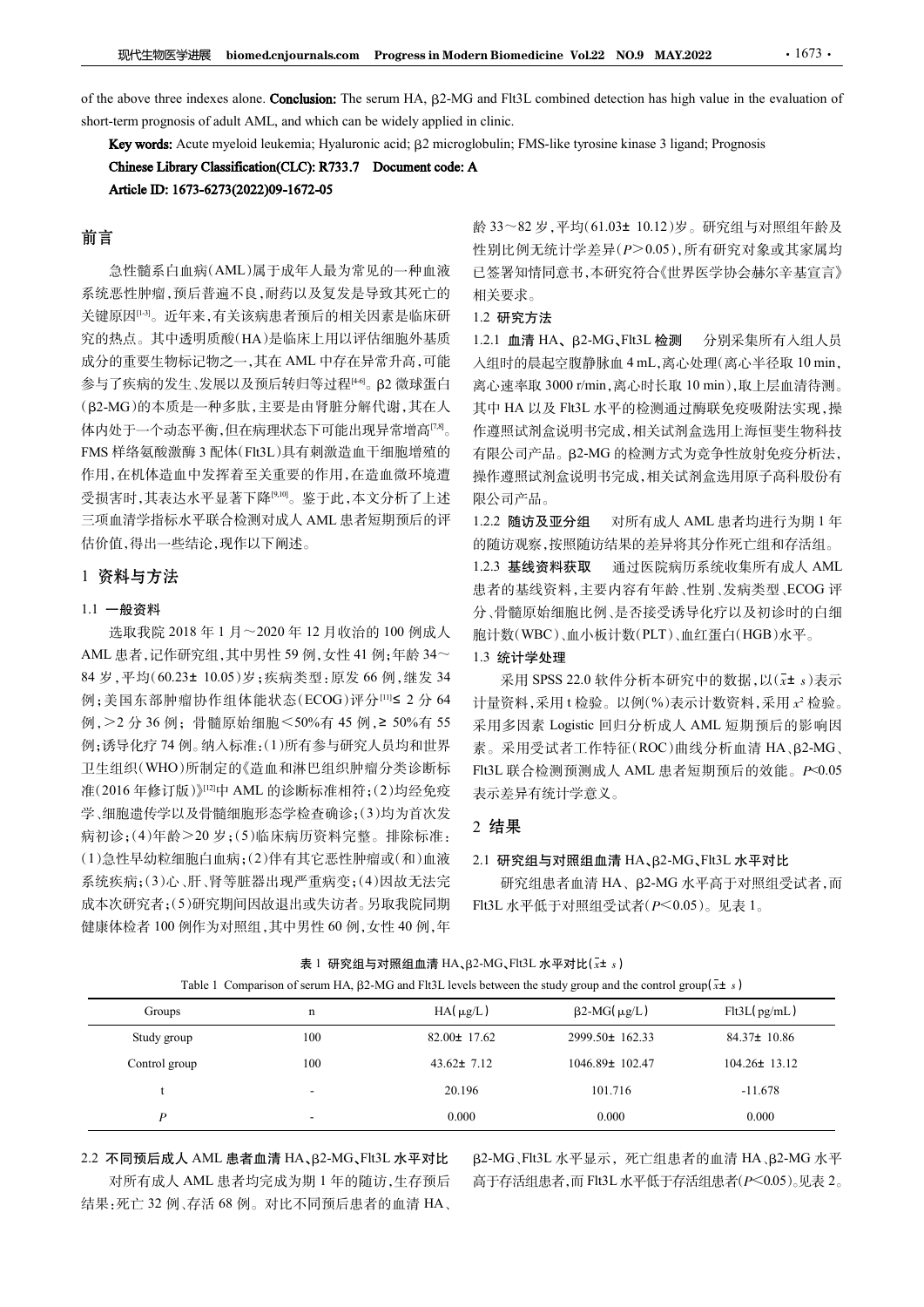of the above three indexes alone. **Conclusion:** The serum HA, β2-MG and Flt3L combined detection has high value in the evaluation of short-term prognosis of adult AML, and which can be widely applied in clinic.

**Key words:** Acute myeloid leukemia; Hyaluronic acid; β2 microglobulin; FMS-like tyrosine kinase 3 ligand; Prognosis

**Chinese Library Classification(CLC): R733.7  Document code: A**

**Article ID: 1673-6273(2022)09-1672-05**

## 前言

急性髓系白血病(AML)属于成年人最为常见的一种血液系统恶性肿瘤,预后普遍不良,耐药以及复发是导致其死亡的关键原因[1-3]。近年来,有关该病患者预后的相关因素是临床研究的热点。其中透明质酸(HA)是临床上用以评估细胞外基质成分的重要生物标记物之一,其在 AML 中存在异常升高,可能参与了疾病的发生、发展以及预后转归等过程[4-6]。β2 微球蛋白(β2-MG)的本质是一种多肽,主要是由肾脏分解代谢,其在人体内处于一个动态平衡,但在病理状态下可能出现异常增高[7,8]。FMS 样络氨酸激酶 3 配体(Flt3L)具有刺激造血干细胞增殖的作用,在机体造血中发挥着至关重要的作用,在造血微环境遭受损害时,其表达水平显著下降[9,10]。鉴于此,本文分析了上述三项血清学指标水平联合检测对成人 AML 患者短期预后的评估价值,得出一些结论,现作以下阐述。

## 1 资料与方法

### 1.1 一般资料

选取我院 2018 年 1 月～2020 年 12 月收治的 100 例成人 AML 患者,记作研究组,其中男性 59 例,女性 41 例;年龄 34～84 岁,平均(60.23± 10.05)岁;疾病类型:原发 66 例,继发 34 例;美国东部肿瘤协作组体能状态(ECOG)评分[11]≤ 2 分 64 例,>2 分 36 例; 骨髓原始细胞<50%有 45 例,≥ 50%有 55 例;诱导化疗 74 例。纳入标准:(1)所有参与研究人员均和世界卫生组织(WHO)所制定的《造血和淋巴组织肿瘤分类诊断标准(2016 年修订版)》[12]中 AML 的诊断标准相符;(2)均经免疫学、细胞遗传学以及骨髓细胞形态学检查确诊;(3)均为首次发病初诊;(4)年龄>20 岁;(5)临床病历资料完整。排除标准:(1)急性早幼粒细胞白血病;(2)伴有其它恶性肿瘤或(和)血液系统疾病;(3)心、肝、肾等脏器出现严重病变;(4)因故无法完成本次研究者;(5)研究期间因故退出或失访者。另取我院同期健康体检者 100 例作为对照组,其中男性 60 例,女性 40 例,年龄 33～82 岁,平均(61.03± 10.12)岁。研究组与对照组年龄及性别比例无统计学差异($P$>0.05),所有研究对象或其家属均已签署知情同意书,本研究符合《世界医学协会赫尔辛基宣言》相关要求。

### 1.2 研究方法

**1.2.1 血清 HA、β2-MG、Flt3L 检测**　分别采集所有入组人员入组时的晨起空腹静脉血 4 mL,离心处理(离心半径取 10 min,离心速率取 3000 r/min,离心时长取 10 min),取上层血清待测。其中 HA 以及 Flt3L 水平的检测通过酶联免疫吸附法实现,操作遵照试剂盒说明书完成,相关试剂盒选用上海恒斐生物科技有限公司产品。β2-MG 的检测方式为竞争性放射免疫分析法,操作遵照试剂盒说明书完成,相关试剂盒选用原子高科股份有限公司产品。

**1.2.2 随访及亚分组**　对所有成人 AML 患者均进行为期 1 年的随访观察,按照随访结果的差异将其分作死亡组和存活组。

**1.2.3 基线资料获取**　通过医院病历系统收集所有成人 AML 患者的基线资料,主要内容有年龄、性别、发病类型、ECOG 评分、骨髓原始细胞比例、是否接受诱导化疗以及初诊时的白细胞计数(WBC)、血小板计数(PLT)、血红蛋白(HGB)水平。

### 1.3 统计学处理

采用 SPSS 22.0 软件分析本研究中的数据,以($\bar{x}$± $s$)表示计量资料,采用 t 检验。以例(%)表示计数资料,采用 $x^2$ 检验。采用多因素 Logistic 回归分析成人 AML 短期预后的影响因素。采用受试者工作特征(ROC)曲线分析血清 HA、β2-MG、Flt3L 联合检测预测成人 AML 患者短期预后的效能。$P$<0.05 表示差异有统计学意义。

## 2 结果

### 2.1 研究组与对照组血清 HA、β2-MG、Flt3L 水平对比

研究组患者血清 HA、β2-MG 水平高于对照组受试者,而 Flt3L 水平低于对照组受试者($P$<0.05)。见表 1。

**表 1 研究组与对照组血清 HA、β2-MG、Flt3L 水平对比($\bar{x}$± $s$)**

Table 1 Comparison of serum HA, β2-MG and Flt3L levels between the study group and the control group($\bar{x}$± $s$)

| Groups | n | HA(μg/L) | β2-MG(μg/L) | Flt3L(pg/mL) |
|---|---|---|---|---|
| Study group | 100 | 82.00± 17.62 | 2999.50± 162.33 | 84.37± 10.86 |
| Control group | 100 | 43.62± 7.12 | 1046.89± 102.47 | 104.26± 13.12 |
| t | - | 20.196 | 101.716 | -11.678 |
| $P$ | - | 0.000 | 0.000 | 0.000 |

### 2.2 不同预后成人 AML 患者血清 HA、β2-MG、Flt3L 水平对比

对所有成人 AML 患者均完成为期 1 年的随访,生存预后结果:死亡 32 例、存活 68 例。对比不同预后患者的血清 HA、β2-MG、Flt3L 水平显示, 死亡组患者的血清 HA、β2-MG 水平高于存活组患者,而 Flt3L 水平低于存活组患者($P$<0.05)。见表 2。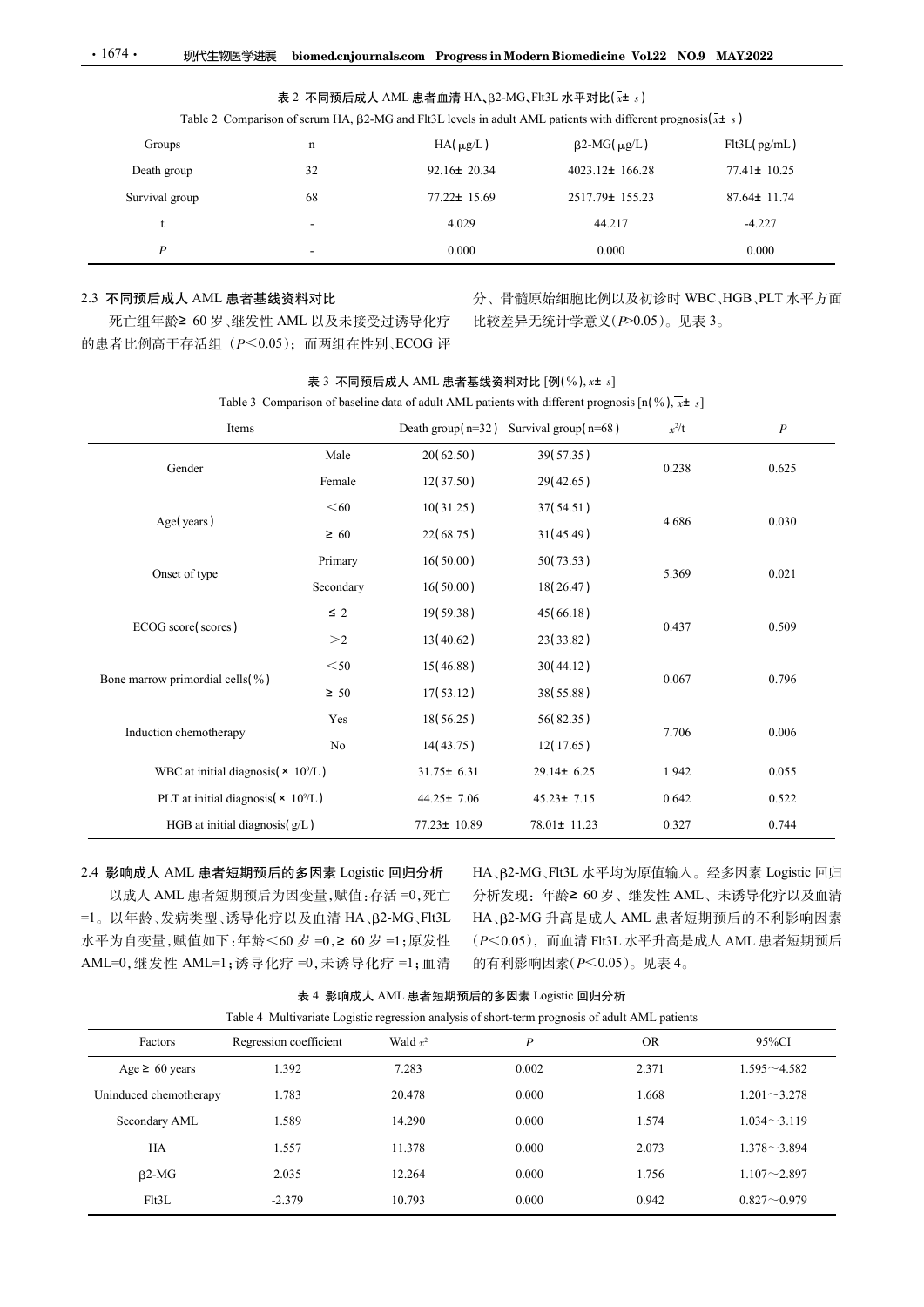表 2 不同预后成人 AML 患者血清 HA、β2-MG、Flt3L 水平对比($\bar{x}\pm s$)

Table 2 Comparison of serum HA, β2-MG and Flt3L levels in adult AML patients with different prognosis($\bar{x}\pm s$)

| Groups | n | HA(μg/L) | β2-MG(μg/L) | Flt3L(pg/mL) |
|---|---|---|---|---|
| Death group | 32 | 92.16± 20.34 | 4023.12± 166.28 | 77.41± 10.25 |
| Survival group | 68 | 77.22± 15.69 | 2517.79± 155.23 | 87.64± 11.74 |
| t | - | 4.029 | 44.217 | -4.227 |
| *P* | - | 0.000 | 0.000 | 0.000 |

### 2.3 不同预后成人 AML 患者基线资料对比

死亡组年龄≥ 60 岁、继发性 AML 以及未接受过诱导化疗的患者比例高于存活组（$P<0.05$）；而两组在性别、ECOG 评分、骨髓原始细胞比例以及初诊时 WBC、HGB、PLT 水平方面比较差异无统计学意义($P>0.05$)。见表 3。

表 3 不同预后成人 AML 患者基线资料对比 [例(%), $\bar{x}\pm s$]

Table 3 Comparison of baseline data of adult AML patients with different prognosis [n(%), $\bar{x}\pm s$]

| Items | | Death group(n=32) | Survival group(n=68) | $x^2$/t | *P* |
|---|---|---|---|---|---|
| Gender | Male | 20(62.50) | 39(57.35) | 0.238 | 0.625 |
| | Female | 12(37.50) | 29(42.65) | | |
| Age(years) | <60 | 10(31.25) | 37(54.51) | 4.686 | 0.030 |
| | ≥ 60 | 22(68.75) | 31(45.49) | | |
| Onset of type | Primary | 16(50.00) | 50(73.53) | 5.369 | 0.021 |
| | Secondary | 16(50.00) | 18(26.47) | | |
| ECOG score(scores) | ≤ 2 | 19(59.38) | 45(66.18) | 0.437 | 0.509 |
| | >2 | 13(40.62) | 23(33.82) | | |
| Bone marrow primordial cells(%) | <50 | 15(46.88) | 30(44.12) | 0.067 | 0.796 |
| | ≥ 50 | 17(53.12) | 38(55.88) | | |
| Induction chemotherapy | Yes | 18(56.25) | 56(82.35) | 7.706 | 0.006 |
| | No | 14(43.75) | 12(17.65) | | |
| WBC at initial diagnosis(× $10^9$/L) | | 31.75± 6.31 | 29.14± 6.25 | 1.942 | 0.055 |
| PLT at initial diagnosis(× $10^9$/L) | | 44.25± 7.06 | 45.23± 7.15 | 0.642 | 0.522 |
| HGB at initial diagnosis(g/L) | | 77.23± 10.89 | 78.01± 11.23 | 0.327 | 0.744 |

### 2.4 影响成人 AML 患者短期预后的多因素 Logistic 回归分析

以成人 AML 患者短期预后为因变量，赋值：存活 =0，死亡 =1。以年龄、发病类型、诱导化疗以及血清 HA、β2-MG、Flt3L 水平为自变量，赋值如下：年龄<60 岁 =0，≥ 60 岁 =1；原发性 AML=0，继发性 AML=1；诱导化疗 =0，未诱导化疗 =1；血清 HA、β2-MG、Flt3L 水平均为原值输入。经多因素 Logistic 回归分析发现：年龄≥ 60 岁、继发性 AML、未诱导化疗以及血清 HA、β2-MG 升高是成人 AML 患者短期预后的不利影响因素（$P<0.05$），而血清 Flt3L 水平升高是成人 AML 患者短期预后的有利影响因素($P<0.05$)。见表 4。

表 4 影响成人 AML 患者短期预后的多因素 Logistic 回归分析

Table 4 Multivariate Logistic regression analysis of short-term prognosis of adult AML patients

| Factors | Regression coefficient | Wald $x^2$ | *P* | OR | 95%CI |
|---|---|---|---|---|---|
| Age ≥ 60 years | 1.392 | 7.283 | 0.002 | 2.371 | 1.595～4.582 |
| Uninduced chemotherapy | 1.783 | 20.478 | 0.000 | 1.668 | 1.201～3.278 |
| Secondary AML | 1.589 | 14.290 | 0.000 | 1.574 | 1.034～3.119 |
| HA | 1.557 | 11.378 | 0.000 | 2.073 | 1.378～3.894 |
| β2-MG | 2.035 | 12.264 | 0.000 | 1.756 | 1.107～2.897 |
| Flt3L | -2.379 | 10.793 | 0.000 | 0.942 | 0.827～0.979 |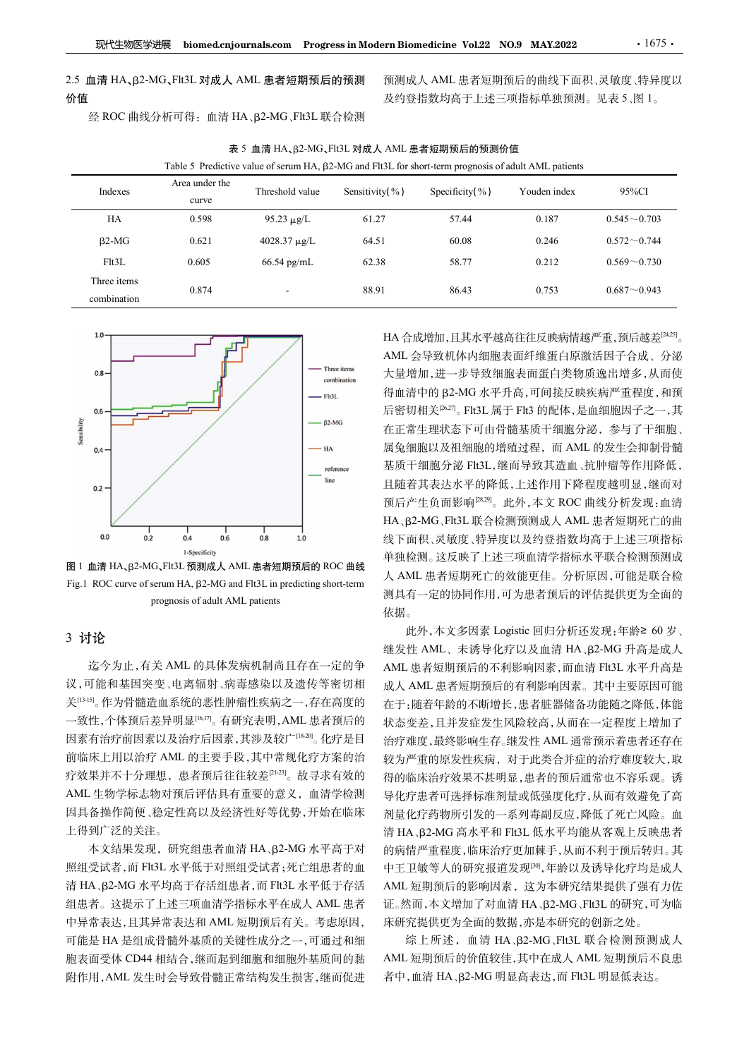## 2.5 血清 HA、β2-MG、Flt3L 对成人 AML 患者短期预后的预测价值

经 ROC 曲线分析可得：血清 HA、β2-MG、Flt3L 联合检测预测成人 AML 患者短期预后的曲线下面积、灵敏度、特异度以及约登指数均高于上述三项指标单独预测。见表 5、图 1。

**表 5 血清 HA、β2-MG、Flt3L 对成人 AML 患者短期预后的预测价值**

Table 5 Predictive value of serum HA, β2-MG and Flt3L for short-term prognosis of adult AML patients

| Indexes | Area under the curve | Threshold value | Sensitivity(%) | Specificity(%) | Youden index | 95%CI |
|---|---|---|---|---|---|---|
| HA | 0.598 | 95.23 μg/L | 61.27 | 57.44 | 0.187 | 0.545~0.703 |
| β2-MG | 0.621 | 4028.37 μg/L | 64.51 | 60.08 | 0.246 | 0.572~0.744 |
| Flt3L | 0.605 | 66.54 pg/mL | 62.38 | 58.77 | 0.212 | 0.569~0.730 |
| Three items combination | 0.874 | - | 88.91 | 86.43 | 0.753 | 0.687~0.943 |

图 1 血清 HA、β2-MG、Flt3L 预测成人 AML 患者短期预后的 ROC 曲线

Fig.1 ROC curve of serum HA, β2-MG and Flt3L in predicting short-term prognosis of adult AML patients

# 3 讨论

迄今为止，有关 AML 的具体发病机制尚且存在一定的争议，可能和基因突变、电离辐射、病毒感染以及遗传等密切相关[13-15]。作为骨髓造血系统的恶性肿瘤性疾病之一，存在高度的一致性，个体预后差异明显[16,17]。有研究表明，AML 患者预后的因素有治疗前因素以及治疗后因素，其涉及较广[18-20]。化疗是目前临床上用以治疗 AML 的主要手段，其中常规化疗方案的治疗效果并不十分理想，患者预后往往较差[21-23]。故寻求有效的 AML 生物学标志物对预后评估具有重要的意义，血清学检测因具备操作简便、稳定性高以及经济性好等优势，开始在临床上得到广泛的关注。

本文结果发现，研究组患者血清 HA、β2-MG 水平高于对照组受试者，而 Flt3L 水平低于对照组受试者；死亡组患者的血清 HA、β2-MG 水平均高于存活组患者，而 Flt3L 水平低于存活组患者。这提示了上述三项血清学指标水平在成人 AML 患者中异常表达，且其异常表达和 AML 短期预后有关。考虑原因，可能是 HA 是组成骨髓外基质的关键性成分之一，可通过和细胞表面受体 CD44 相结合，继而起到细胞和细胞外基质间的黏附作用，AML 发生时会导致骨髓正常结构发生损害，继而促进 HA 合成增加，且其水平越高往往反映病情越严重，预后越差[24,25]。AML 会导致机体内细胞表面纤维蛋白原激活因子合成、分泌大量增加，进一步导致细胞表面蛋白类物质逸出增多，从而使得血清中的 β2-MG 水平升高，可间接反映疾病严重程度，和预后密切相关[26,27]。Flt3L 属于 Flt3 的配体，是血细胞因子之一，其在正常生理状态下可由骨髓基质干细胞分泌，参与了干细胞、属兔细胞以及祖细胞的增殖过程，而 AML 的发生会抑制骨髓基质干细胞分泌 Flt3L，继而导致其造血、抗肿瘤等作用降低，且随着其表达水平的降低，上述作用下降程度越明显，继而对预后产生负面影响[28,29]。此外，本文 ROC 曲线分析发现：血清 HA、β2-MG、Flt3L 联合检测预测成人 AML 患者短期死亡的曲线下面积、灵敏度、特异度以及约登指数均高于上述三项指标单独检测。这反映了上述三项血清学指标水平联合检测预测成人 AML 患者短期死亡的效能更佳。分析原因，可能是联合检测具有一定的协同作用，可为患者预后的评估提供更为全面的依据。

此外，本文多因素 Logistic 回归分析还发现：年龄≥ 60 岁、继发性 AML、未诱导化疗以及血清 HA、β2-MG 升高是成人 AML 患者短期预后的不利影响因素，而血清 Flt3L 水平升高是成人 AML 患者短期预后的有利影响因素。其中主要原因可能在于：随着年龄的不断增长，患者脏器储备功能随之降低，体能状态变差，且并发症发生风险较高，从而在一定程度上增加了治疗难度，最终影响生存。继发性 AML 通常预示着患者还存在较为严重的原发性疾病，对于此类合并症的治疗难度较大，取得的临床治疗效果不甚明显，患者的预后通常也不容乐观。诱导化疗患者可选择标准剂量或低强度化疗，从而有效避免了高剂量化疗药物所引发的一系列毒副反应，降低了死亡风险。血清 HA、β2-MG 高水平和 Flt3L 低水平均能从客观上反映患者的病情严重程度，临床治疗更加棘手，从而不利于预后转归。其中王卫敏等人的研究报道发现[30]，年龄以及诱导化疗均是成人 AML 短期预后的影响因素，这为本研究结果提供了强有力佐证。然而，本文增加了对血清 HA、β2-MG、Flt3L 的研究，可为临床研究提供更为全面的数据，亦是本研究的创新之处。

综上所述，血清 HA、β2-MG、Flt3L 联合检测预测成人 AML 短期预后的价值较佳，其中在成人 AML 短期预后不良患者中，血清 HA、β2-MG 明显高表达，而 Flt3L 明显低表达。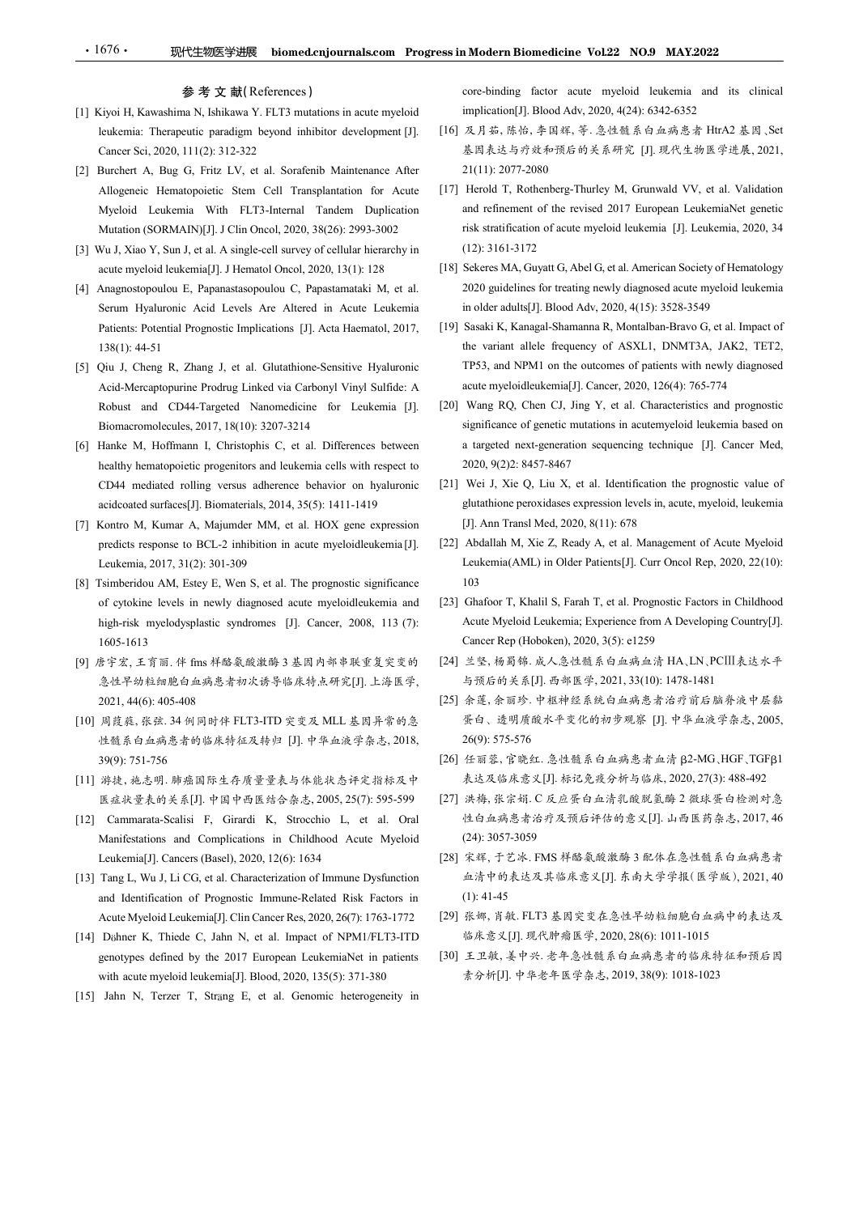## 参 考 文 献(References)

[1] Kiyoi H, Kawashima N, Ishikawa Y. FLT3 mutations in acute myeloid leukemia: Therapeutic paradigm beyond inhibitor development [J]. Cancer Sci, 2020, 111(2): 312-322

[2] Burchert A, Bug G, Fritz LV, et al. Sorafenib Maintenance After Allogeneic Hematopoietic Stem Cell Transplantation for Acute Myeloid Leukemia With FLT3-Internal Tandem Duplication Mutation (SORMAIN)[J]. J Clin Oncol, 2020, 38(26): 2993-3002

[3] Wu J, Xiao Y, Sun J, et al. A single-cell survey of cellular hierarchy in acute myeloid leukemia[J]. J Hematol Oncol, 2020, 13(1): 128

[4] Anagnostopoulou E, Papanastasopoulou C, Papastamataki M, et al. Serum Hyaluronic Acid Levels Are Altered in Acute Leukemia Patients: Potential Prognostic Implications [J]. Acta Haematol, 2017, 138(1): 44-51

[5] Qiu J, Cheng R, Zhang J, et al. Glutathione-Sensitive Hyaluronic Acid-Mercaptopurine Prodrug Linked via Carbonyl Vinyl Sulfide: A Robust and CD44-Targeted Nanomedicine for Leukemia [J]. Biomacromolecules, 2017, 18(10): 3207-3214

[6] Hanke M, Hoffmann I, Christophis C, et al. Differences between healthy hematopoietic progenitors and leukemia cells with respect to CD44 mediated rolling versus adherence behavior on hyaluronic acidcoated surfaces[J]. Biomaterials, 2014, 35(5): 1411-1419

[7] Kontro M, Kumar A, Majumder MM, et al. HOX gene expression predicts response to BCL-2 inhibition in acute myeloidleukemia[J]. Leukemia, 2017, 31(2): 301-309

[8] Tsimberidou AM, Estey E, Wen S, et al. The prognostic significance of cytokine levels in newly diagnosed acute myeloidleukemia and high-risk myelodysplastic syndromes [J]. Cancer, 2008, 113 (7): 1605-1613

[9] 唐宇宏, 王育丽. 伴 fms 样酪氨酸激酶 3 基因内部串联重复突变的急性早幼粒细胞白血病患者初次诱导临床特点研究[J]. 上海医学, 2021, 44(6): 405-408

[10] 周葭蕤, 张弦. 34 例同时伴 FLT3-ITD 突变及 MLL 基因异常的急性髓系白血病患者的临床特征及转归 [J]. 中华血液学杂志, 2018, 39(9): 751-756

[11] 游捷, 施志明. 肺癌国际生存质量量表与体能状态评定指标及中医症状量表的关系[J]. 中国中西医结合杂志, 2005, 25(7): 595-599

[12] Cammarata-Scalisi F, Girardi K, Strocchio L, et al. Oral Manifestations and Complications in Childhood Acute Myeloid Leukemia[J]. Cancers (Basel), 2020, 12(6): 1634

[13] Tang L, Wu J, Li CG, et al. Characterization of Immune Dysfunction and Identification of Prognostic Immune-Related Risk Factors in Acute Myeloid Leukemia[J]. Clin Cancer Res, 2020, 26(7): 1763-1772

[14] Döhner K, Thiede C, Jahn N, et al. Impact of NPM1/FLT3-ITD genotypes defined by the 2017 European LeukemiaNet in patients with acute myeloid leukemia[J]. Blood, 2020, 135(5): 371-380

[15] Jahn N, Terzer T, Sträng E, et al. Genomic heterogeneity in core-binding factor acute myeloid leukemia and its clinical implication[J]. Blood Adv, 2020, 4(24): 6342-6352

[16] 及月茹, 陈怡, 李国辉, 等. 急性髓系白血病患者 HtrA2 基因、Set 基因表达与疗效和预后的关系研究 [J]. 现代生物医学进展, 2021, 21(11): 2077-2080

[17] Herold T, Rothenberg-Thurley M, Grunwald VV, et al. Validation and refinement of the revised 2017 European LeukemiaNet genetic risk stratification of acute myeloid leukemia [J]. Leukemia, 2020, 34 (12): 3161-3172

[18] Sekeres MA, Guyatt G, Abel G, et al. American Society of Hematology 2020 guidelines for treating newly diagnosed acute myeloid leukemia in older adults[J]. Blood Adv, 2020, 4(15): 3528-3549

[19] Sasaki K, Kanagal-Shamanna R, Montalban-Bravo G, et al. Impact of the variant allele frequency of ASXL1, DNMT3A, JAK2, TET2, TP53, and NPM1 on the outcomes of patients with newly diagnosed acute myeloidleukemia[J]. Cancer, 2020, 126(4): 765-774

[20] Wang RQ, Chen CJ, Jing Y, et al. Characteristics and prognostic significance of genetic mutations in acutemyeloid leukemia based on a targeted next-generation sequencing technique [J]. Cancer Med, 2020, 9(2)2: 8457-8467

[21] Wei J, Xie Q, Liu X, et al. Identification the prognostic value of glutathione peroxidases expression levels in, acute, myeloid, leukemia [J]. Ann Transl Med, 2020, 8(11): 678

[22] Abdallah M, Xie Z, Ready A, et al. Management of Acute Myeloid Leukemia(AML) in Older Patients[J]. Curr Oncol Rep, 2020, 22(10): 103

[23] Ghafoor T, Khalil S, Farah T, et al. Prognostic Factors in Childhood Acute Myeloid Leukemia; Experience from A Developing Country[J]. Cancer Rep (Hoboken), 2020, 3(5): e1259

[24] 兰坚, 杨蜀锦. 成人急性髓系白血病血清 HA、LN、PCⅢ表达水平与预后的关系[J]. 西部医学, 2021, 33(10): 1478-1481

[25] 余莲, 余丽珍. 中枢神经系统白血病患者治疗前后脑脊液中层黏蛋白、透明质酸水平变化的初步观察 [J]. 中华血液学杂志, 2005, 26(9): 575-576

[26] 任丽蓉, 官晓红. 急性髓系白血病患者血清 β2-MG、HGF、TGFβ1 表达及临床意义[J]. 标记免疫分析与临床, 2020, 27(3): 488-492

[27] 洪梅, 张宗娟. C 反应蛋白血清乳酸脱氢酶 2 微球蛋白检测对急性白血病患者治疗及预后评估的意义[J]. 山西医药杂志, 2017, 46 (24): 3057-3059

[28] 宋辉, 于艺冰. FMS 样酪氨酸激酶 3 配体在急性髓系白血病患者血清中的表达及其临床意义[J]. 东南大学学报(医学版), 2021, 40 (1): 41-45

[29] 张娜, 肖敏. FLT3 基因突变在急性早幼粒细胞白血病中的表达及临床意义[J]. 现代肿瘤医学, 2020, 28(6): 1011-1015

[30] 王卫敏, 姜中兴. 老年急性髓系白血病患者的临床特征和预后因素分析[J]. 中华老年医学杂志, 2019, 38(9): 1018-1023